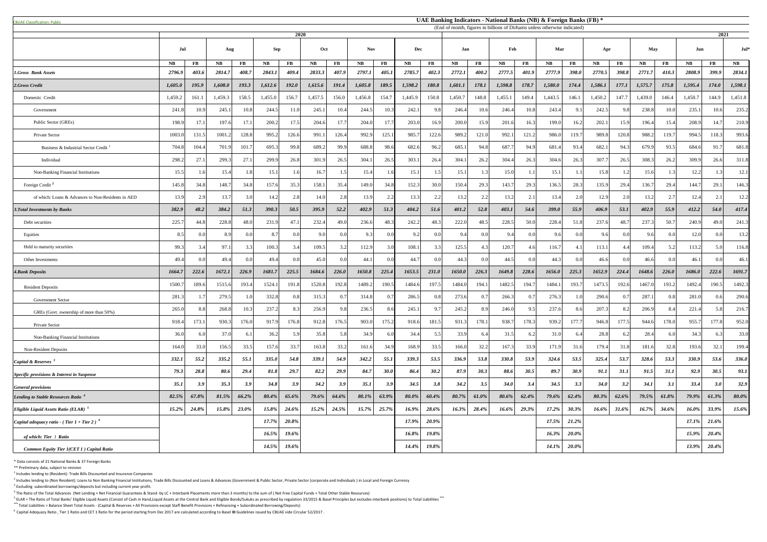CBUAE Classification: Public

# UAE Banking Indicators - National Banks (NB) & Foreign Banks (FB) *

(End of month, figures in billions of Dirhams unless otherwise indicated)

| | 2020 | | | | | | | | | | | | 2021 | | | | | | | | | | | | | |
|---|---|---|---|---|---|---|---|---|---|---|---|---|---|---|---|---|---|---|---|---|---|---|---|---|---|---|
| | Jul | | Aug | | Sep | | Oct | | Nov | | Dec | | Jan | | Feb | | Mar | | Apr | | May | | Jun | | Jul* |
| | NB | FB | NB | FB | NB | FB | NB | FB | NB | FB | NB | FB | NB | FB | NB | FB | NB | FB | NB | FB | NB | FB | NB | FB | NB |
| ***1.Gross Bank Assets*** | *2796.9* | *403.6* | *2814.7* | *408.7* | *2843.1* | *409.4* | *2833.3* | *407.9* | *2797.1* | *405.1* | *2785.7* | *402.3* | *2772.1* | *400.2* | *2777.5* | *401.9* | *2777.9* | *398.0* | *2770.5* | *398.8* | *2771.7* | *410.3* | *2808.9* | *399.9* | *2834.1* |
| ***2.Gross Credit*** | *1,605.0* | *195.9* | *1,608.0* | *193.3* | *1,612.6* | *192.0* | *1,615.6* | *191.4* | *1,605.8* | *189.5* | *1,598.2* | *180.8* | *1,601.1* | *178.1* | *1,598.8* | *178.7* | *1,580.0* | *174.4* | *1,586.1* | *177.1* | *1,575.7* | *175.8* | *1,595.4* | *174.0* | *1,598.1* |
| Domestic Credit | 1,459.2 | 161.1 | 1,459.3 | 158.5 | 1,455.0 | 156.7 | 1,457.5 | 156.0 | 1,456.8 | 154.7 | 1,445.9 | 150.8 | 1,450.7 | 148.8 | 1,455.1 | 149.4 | 1,443.5 | 146.1 | 1,450.2 | 147.7 | 1,439.0 | 146.4 | 1,450.7 | 144.9 | 1,451.8 |
| Government | 241.8 | 10.9 | 245.1 | 10.8 | 244.5 | 11.0 | 245.1 | 10.4 | 244.5 | 10.3 | 242.1 | 9.8 | 246.4 | 10.6 | 246.4 | 10.8 | 243.4 | 9.1 | 242.5 | 9.8 | 238.8 | 10.0 | 235.1 | 10.6 | 235.2 |
| Public Sector (GREs) | 198.9 | 17.1 | 197.6 | 17.1 | 200.2 | 17.5 | 204.6 | 17.7 | 204.0 | 17.7 | 203.0 | 16.9 | 200.0 | 15.9 | 201.6 | 16.3 | 199.0 | 16.2 | 202.1 | 15.9 | 196.4 | 15.4 | 208.9 | 14.7 | 210.9 |
| Private Sector | 1003.0 | 131.5 | 1001.2 | 128.8 | 995.2 | 126.6 | 991.1 | 126.4 | 992.9 | 125.1 | 985.7 | 122.6 | 989.2 | 121.0 | 992.1 | 121.2 | 986.0 | 119.7 | 989.8 | 120.8 | 988.2 | 119.7 | 994.5 | 118.3 | 993.6 |
| Business & Industrial Sector Credit [1] | 704.8 | 104.4 | 701.9 | 101.7 | 695.3 | 99.8 | 689.2 | 99.9 | 688.8 | 98.6 | 682.6 | 96.2 | 685.1 | 94.8 | 687.7 | 94.9 | 681.4 | 93.4 | 682.1 | 94.3 | 679.9 | 93.5 | 684.6 | 91.7 | 681.8 |
| Individual | 298.2 | 27.1 | 299.3 | 27.1 | 299.9 | 26.8 | 301.9 | 26.5 | 304.1 | 26.5 | 303.1 | 26.4 | 304.1 | 26.2 | 304.4 | 26.3 | 304.6 | 26.3 | 307.7 | 26.5 | 308.3 | 26.2 | 309.9 | 26.6 | 311.8 |
| Non-Banking Financial Institutions | 15.5 | 1.6 | 15.4 | 1.8 | 15.1 | 1.6 | 16.7 | 1.5 | 15.4 | 1.6 | 15.1 | 1.5 | 15.1 | 1.3 | 15.0 | 1.1 | 15.1 | 1.1 | 15.8 | 1.2 | 15.6 | 1.3 | 12.2 | 1.3 | 12.1 |
| Foreign Credit [2] | 145.8 | 34.8 | 148.7 | 34.8 | 157.6 | 35.3 | 158.1 | 35.4 | 149.0 | 34.8 | 152.3 | 30.0 | 150.4 | 29.3 | 143.7 | 29.3 | 136.5 | 28.3 | 135.9 | 29.4 | 136.7 | 29.4 | 144.7 | 29.1 | 146.3 |
| of which: Loans & Advances to Non-Residents in AED | 13.9 | 2.9 | 13.7 | 3.0 | 14.2 | 2.8 | 14.0 | 2.8 | 13.9 | 2.2 | 13.3 | 2.2 | 13.2 | 2.2 | 13.2 | 2.1 | 13.4 | 2.0 | 12.9 | 2.0 | 13.2 | 2.7 | 12.4 | 2.1 | 12.2 |
| ***3.Total Investments by Banks*** | *382.9* | *48.2* | *384.2* | *51.3* | *390.3* | *50.5* | *395.9* | *52.2* | *402.9* | *51.3* | *404.2* | *51.6* | *401.2* | *52.8* | *403.1* | *54.6* | *399.0* | *55.9* | *406.9* | *53.1* | *402.9* | *55.9* | *412.2* | *54.0* | *417.4* |
| Debt securities | 225.7 | 44.8 | 228.8 | 48.0 | 231.9 | 47.1 | 232.4 | 49.0 | 236.6 | 48.3 | 242.2 | 48.3 | 222.0 | 48.5 | 228.5 | 50.0 | 228.4 | 51.8 | 237.6 | 48.7 | 237.3 | 50.7 | 240.9 | 49.0 | 241.3 |
| Equities | 8.5 | 0.0 | 8.9 | 0.0 | 8.7 | 0.0 | 9.0 | 0.0 | 9.3 | 0.0 | 9.2 | 0.0 | 9.4 | 0.0 | 9.4 | 0.0 | 9.6 | 0.0 | 9.6 | 0.0 | 9.6 | 0.0 | 12.0 | 0.0 | 13.2 |
| Held to maturity securities | 99.3 | 3.4 | 97.1 | 3.3 | 100.3 | 3.4 | 109.5 | 3.2 | 112.9 | 3.0 | 108.1 | 3.3 | 125.5 | 4.3 | 120.7 | 4.6 | 116.7 | 4.1 | 113.1 | 4.4 | 109.4 | 5.2 | 113.2 | 5.0 | 116.8 |
| Other Investments | 49.4 | 0.0 | 49.4 | 0.0 | 49.4 | 0.0 | 45.0 | 0.0 | 44.1 | 0.0 | 44.7 | 0.0 | 44.3 | 0.0 | 44.5 | 0.0 | 44.3 | 0.0 | 46.6 | 0.0 | 46.6 | 0.0 | 46.1 | 0.0 | 46.1 |
| ***4.Bank Deposits*** | *1664.7* | *222.6* | *1672.1* | *226.9* | *1681.7* | *225.5* | *1684.6* | *226.0* | *1650.8* | *225.4* | *1653.5* | *231.0* | *1650.0* | *226.3* | *1649.8* | *228.6* | *1656.0* | *225.3* | *1652.9* | *224.4* | *1648.6* | *226.0* | *1686.0* | *222.6* | *1691.7* |
| Resident Deposits | 1500.7 | 189.6 | 1515.6 | 193.4 | 1524.1 | 191.8 | 1520.8 | 192.8 | 1489.2 | 190.5 | 1484.6 | 197.5 | 1484.0 | 194.1 | 1482.5 | 194.7 | 1484.1 | 193.7 | 1473.5 | 192.6 | 1467.0 | 193.2 | 1492.4 | 190.5 | 1492.3 |
| Government Sector | 281.3 | 1.7 | 279.5 | 1.0 | 332.8 | 0.8 | 315.3 | 0.7 | 314.8 | 0.7 | 286.5 | 0.8 | 273.6 | 0.7 | 266.3 | 0.7 | 276.3 | 1.0 | 290.6 | 0.7 | 287.1 | 0.8 | 281.0 | 0.6 | 290.6 |
| GREs (Govt. ownership of more than 50%) | 265.0 | 8.8 | 268.8 | 10.3 | 237.2 | 8.3 | 256.9 | 9.8 | 236.5 | 8.6 | 245.1 | 9.7 | 245.2 | 8.9 | 246.0 | 9.5 | 237.6 | 8.6 | 207.3 | 8.2 | 206.9 | 8.4 | 221.4 | 5.8 | 216.7 |
| Private Sector | 918.4 | 173.1 | 930.3 | 176.0 | 917.9 | 176.8 | 912.8 | 176.5 | 903.0 | 175.2 | 918.6 | 181.5 | 931.3 | 178.1 | 938.7 | 178.3 | 939.2 | 177.7 | 946.8 | 177.5 | 944.6 | 178.0 | 955.7 | 177.8 | 952.0 |
| Non-Banking Financial Institutions | 36.0 | 6.0 | 37.0 | 6.1 | 36.2 | 5.9 | 35.8 | 5.8 | 34.9 | 6.0 | 34.4 | 5.5 | 33.9 | 6.4 | 31.5 | 6.2 | 31.0 | 6.4 | 28.8 | 6.2 | 28.4 | 6.0 | 34.3 | 6.3 | 33.0 |
| Non-Resident Deposits | 164.0 | 33.0 | 156.5 | 33.5 | 157.6 | 33.7 | 163.8 | 33.2 | 161.6 | 34.9 | 168.9 | 33.5 | 166.0 | 32.2 | 167.3 | 33.9 | 171.9 | 31.6 | 179.4 | 31.8 | 181.6 | 32.8 | 193.6 | 32.1 | 199.4 |
| ***Capital & Reserves [3]*** | *332.1* | *55.2* | *335.2* | *55.1* | *335.0* | *54.8* | *339.1* | *54.9* | *342.2* | *55.1* | *339.3* | *53.5* | *336.9* | *53.8* | *330.8* | *53.9* | *324.6* | *53.5* | *325.4* | *53.7* | *328.6* | *53.3* | *330.9* | *53.6* | *336.0* |
| ***Specific provisions & Interest in Suspense*** | *79.3* | *28.8* | *80.6* | *29.4* | *81.8* | *29.7* | *82.2* | *29.9* | *84.7* | *30.0* | *86.4* | *30.2* | *87.9* | *30.3* | *88.6* | *30.5* | *89.7* | *30.9* | *91.1* | *31.1* | *91.5* | *31.1* | *92.9* | *30.5* | *93.1* |
| ***General provisions*** | *35.1* | *3.9* | *35.3* | *3.9* | *34.8* | *3.9* | *34.2* | *3.9* | *35.1* | *3.9* | *34.5* | *3.8* | *34.2* | *3.5* | *34.0* | *3.4* | *34.5* | *3.3* | *34.0* | *3.2* | *34.1* | *3.1* | *33.4* | *3.0* | *32.9* |
| ***Lending to Stable Resources Ratio [4]*** | *82.5%* | *67.8%* | *81.5%* | *66.2%* | *80.4%* | *65.6%* | *79.6%* | *64.6%* | *80.1%* | *63.9%* | *80.0%* | *60.4%* | *80.7%* | *61.0%* | *80.6%* | *62.4%* | *79.6%* | *62.4%* | *80.3%* | *62.6%* | *79.5%* | *61.8%* | *79.9%* | *61.3%* | *80.0%* |
| ***Eligible Liquid Assets Ratio (ELAR) [5]*** | *15.2%* | *24.8%* | *15.8%* | *23.0%* | *15.8%* | *24.6%* | *15.2%* | *24.5%* | *15.7%* | *25.7%* | *16.9%* | *28.6%* | *16.3%* | *28.4%* | *16.6%* | *29.3%* | *17.2%* | *30.3%* | *16.6%* | *31.6%* | *16.7%* | *34.6%* | *16.0%* | *33.9%* | *15.6%* |
| ***Capital adequacy ratio - ( Tier 1 + Tier 2 ) [6]*** | | | | | *17.7%* | *20.8%* | | | | | *17.9%* | *20.9%* | | | | | *17.5%* | *21.2%* | | | | | *17.1%* | *21.6%* | |
| ***of which: Tier 1 Ratio*** | | | | | *16.5%* | *19.6%* | | | | | *16.8%* | *19.8%* | | | | | *16.3%* | *20.0%* | | | | | *15.9%* | *20.4%* | |
| ***Common Equity Tier 1(CET 1 ) Capital Ratio*** | | | | | *14.5%* | *19.6%* | | | | | *14.4%* | *19.8%* | | | | | *14.1%* | *20.0%* | | | | | *13.9%* | *20.4%* | |

\* Data consists of 21 National Banks & 37 Foreign Banks

\*\* Preliminary data, subject to revision

[1] Includes lending to (Resident): Trade Bills Discounted and Insurance Companies

[2] Includes lending to (Non Resident): Loans to Non Banking Financial Institutions, Trade Bills Discounted and Loans & Advances (Government & Public Sector, Private Sector (corporate and Individuals ) in Local and Foreign Currency

[3] Excluding subordinated borrowings/deposits but including current year profit.

[4] The Ratio of the Total Advances (Net Lending + Net Financial Guarantees & Stand -by LC + Interbank Placements more than 3 months) to the sum of ( Net Free Capital Funds + Total Other Stable Resources)

[5] ELAR = The Ratio of Total Banks' Eligible Liquid Assets (Consist of Cash in Hand,Liquid Assets at the Central Bank and Eligible Bonds/Sukuks as prescribed by regulation 33/2015 & Basel Principles but excludes interbank positions) to Total Liabilities \*\*\*

\*\*\* Total Liabilities = Balance Sheet Total Assets - (Capital & Reserves + All Provisions except Staff Benefit Provisions + Refinancing + Subordinated Borrowing/Deposits)

[6] Capital Adequacy Ratio , Tier 1 Ratio and CET 1 Ratio for the period starting from Dec 2017 are calculated according to Basel III Guidelines issued by CBUAE vide Circular 52/2017 .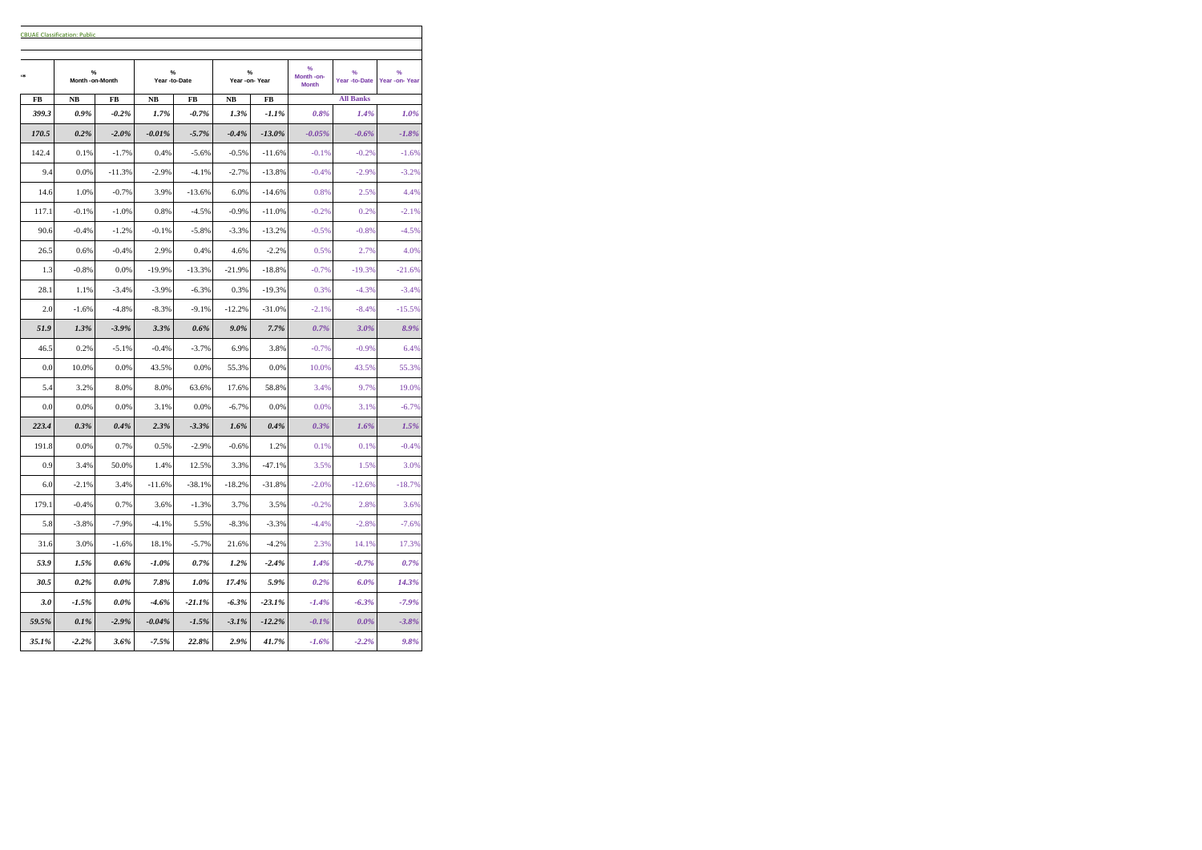CBUAE Classification: Public

| ... | % Month -on-Month | | % Year -to-Date | | % Year -on- Year | | % Month -on-Month | % Year -to-Date | % Year -on- Year |
|---|---|---|---|---|---|---|---|---|---|
| FB | NB | FB | NB | FB | NB | FB | | All Banks | |
| *399.3* | *0.9%* | *-0.2%* | *1.7%* | *-0.7%* | *1.3%* | *-1.1%* | *0.8%* | *1.4%* | *1.0%* |
| *170.5* | *0.2%* | *-2.0%* | *-0.01%* | *-5.7%* | *-0.4%* | *-13.0%* | *-0.05%* | *-0.6%* | *-1.8%* |
| 142.4 | 0.1% | -1.7% | 0.4% | -5.6% | -0.5% | -11.6% | -0.1% | -0.2% | -1.6% |
| 9.4 | 0.0% | -11.3% | -2.9% | -4.1% | -2.7% | -13.8% | -0.4% | -2.9% | -3.2% |
| 14.6 | 1.0% | -0.7% | 3.9% | -13.6% | 6.0% | -14.6% | 0.8% | 2.5% | 4.4% |
| 117.1 | -0.1% | -1.0% | 0.8% | -4.5% | -0.9% | -11.0% | -0.2% | 0.2% | -2.1% |
| 90.6 | -0.4% | -1.2% | -0.1% | -5.8% | -3.3% | -13.2% | -0.5% | -0.8% | -4.5% |
| 26.5 | 0.6% | -0.4% | 2.9% | 0.4% | 4.6% | -2.2% | 0.5% | 2.7% | 4.0% |
| 1.3 | -0.8% | 0.0% | -19.9% | -13.3% | -21.9% | -18.8% | -0.7% | -19.3% | -21.6% |
| 28.1 | 1.1% | -3.4% | -3.9% | -6.3% | 0.3% | -19.3% | 0.3% | -4.3% | -3.4% |
| 2.0 | -1.6% | -4.8% | -8.3% | -9.1% | -12.2% | -31.0% | -2.1% | -8.4% | -15.5% |
| *51.9* | *1.3%* | *-3.9%* | *3.3%* | *0.6%* | *9.0%* | *7.7%* | *0.7%* | *3.0%* | *8.9%* |
| 46.5 | 0.2% | -5.1% | -0.4% | -3.7% | 6.9% | 3.8% | -0.7% | -0.9% | 6.4% |
| 0.0 | 10.0% | 0.0% | 43.5% | 0.0% | 55.3% | 0.0% | 10.0% | 43.5% | 55.3% |
| 5.4 | 3.2% | 8.0% | 8.0% | 63.6% | 17.6% | 58.8% | 3.4% | 9.7% | 19.0% |
| 0.0 | 0.0% | 0.0% | 3.1% | 0.0% | -6.7% | 0.0% | 0.0% | 3.1% | -6.7% |
| *223.4* | *0.3%* | *0.4%* | *2.3%* | *-3.3%* | *1.6%* | *0.4%* | *0.3%* | *1.6%* | *1.5%* |
| 191.8 | 0.0% | 0.7% | 0.5% | -2.9% | -0.6% | 1.2% | 0.1% | 0.1% | -0.4% |
| 0.9 | 3.4% | 50.0% | 1.4% | 12.5% | 3.3% | -47.1% | 3.5% | 1.5% | 3.0% |
| 6.0 | -2.1% | 3.4% | -11.6% | -38.1% | -18.2% | -31.8% | -2.0% | -12.6% | -18.7% |
| 179.1 | -0.4% | 0.7% | 3.6% | -1.3% | 3.7% | 3.5% | -0.2% | 2.8% | 3.6% |
| 5.8 | -3.8% | -7.9% | -4.1% | 5.5% | -8.3% | -3.3% | -4.4% | -2.8% | -7.6% |
| 31.6 | 3.0% | -1.6% | 18.1% | -5.7% | 21.6% | -4.2% | 2.3% | 14.1% | 17.3% |
| *53.9* | *1.5%* | *0.6%* | *-1.0%* | *0.7%* | *1.2%* | *-2.4%* | *1.4%* | *-0.7%* | *0.7%* |
| *30.5* | *0.2%* | *0.0%* | *7.8%* | *1.0%* | *17.4%* | *5.9%* | *0.2%* | *6.0%* | *14.3%* |
| *3.0* | *-1.5%* | *0.0%* | *-4.6%* | *-21.1%* | *-6.3%* | *-23.1%* | *-1.4%* | *-6.3%* | *-7.9%* |
| *59.5%* | *0.1%* | *-2.9%* | *-0.04%* | *-1.5%* | *-3.1%* | *-12.2%* | *-0.1%* | *0.0%* | *-3.8%* |
| *35.1%* | *-2.2%* | *3.6%* | *-7.5%* | *22.8%* | *2.9%* | *41.7%* | *-1.6%* | *-2.2%* | *9.8%* |